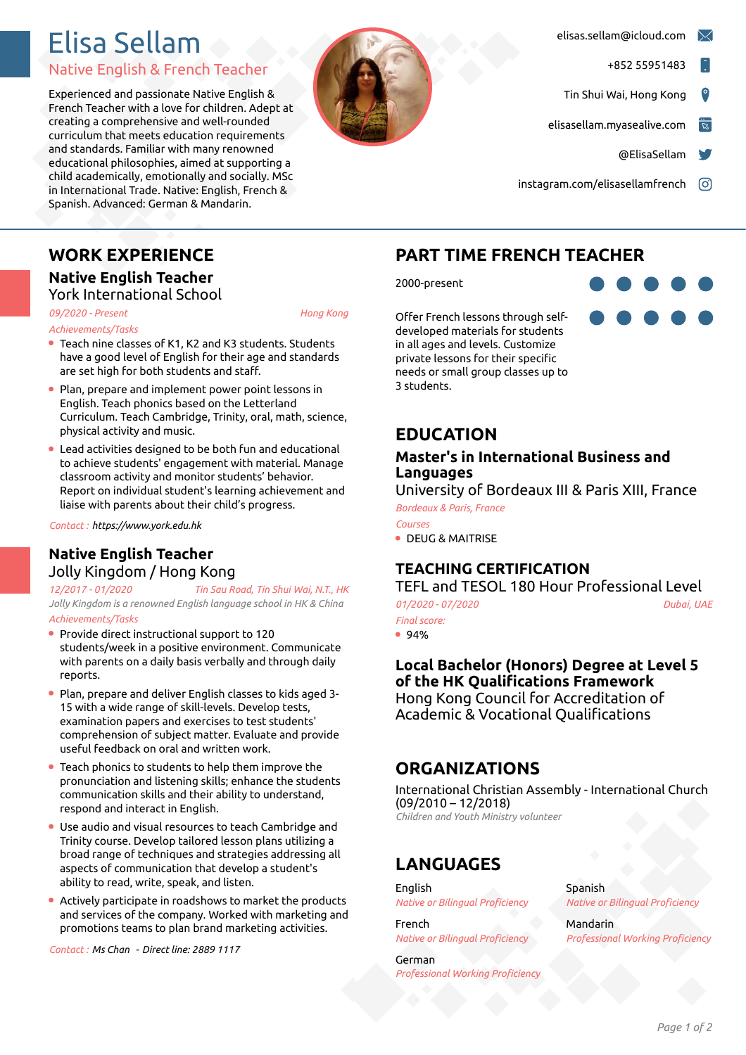# Elisa Sellam

## Native English & French Teacher

Experienced and passionate Native English & French Teacher with a love for children. Adept at creating a comprehensive and well-rounded curriculum that meets education requirements and standards. Familiar with many renowned educational philosophies, aimed at supporting a child academically, emotionally and socially. MSc in International Trade. Native: English, French & Spanish. Advanced: German & Mandarin.

elisas.sellam@icloud.com

+852 55951483

Tin Shui Wai, Hong Kong

elisasellam.myasealive.com

@ElisaSellam

instagram.com/elisasellamfrench

## WORK EXPERIENCE

### Native English Teacher
York International School

*09/2020 - Present* — *Hong Kong*

*Achievements/Tasks*

- Teach nine classes of K1, K2 and K3 students. Students have a good level of English for their age and standards are set high for both students and staff.
- Plan, prepare and implement power point lessons in English. Teach phonics based on the Letterland Curriculum. Teach Cambridge, Trinity, oral, math, science, physical activity and music.
- Lead activities designed to be both fun and educational to achieve students' engagement with material. Manage classroom activity and monitor students' behavior. Report on individual student's learning achievement and liaise with parents about their child's progress.

*Contact : https://www.york.edu.hk*

### Native English Teacher
Jolly Kingdom / Hong Kong

*12/2017 - 01/2020* — *Tin Sau Road, Tin Shui Wai, N.T., HK*

*Jolly Kingdom is a renowned English language school in HK & China*

*Achievements/Tasks*

- Provide direct instructional support to 120 students/week in a positive environment. Communicate with parents on a daily basis verbally and through daily reports.
- Plan, prepare and deliver English classes to kids aged 3-15 with a wide range of skill-levels. Develop tests, examination papers and exercises to test students' comprehension of subject matter. Evaluate and provide useful feedback on oral and written work.
- Teach phonics to students to help them improve the pronunciation and listening skills; enhance the students communication skills and their ability to understand, respond and interact in English.
- Use audio and visual resources to teach Cambridge and Trinity course. Develop tailored lesson plans utilizing a broad range of techniques and strategies addressing all aspects of communication that develop a student's ability to read, write, speak, and listen.
- Actively participate in roadshows to market the products and services of the company. Worked with marketing and promotions teams to plan brand marketing activities.

*Contact : Ms Chan - Direct line: 2889 1117*

## PART TIME FRENCH TEACHER

2000-present

Offer French lessons through self-developed materials for students in all ages and levels. Customize private lessons for their specific needs or small group classes up to 3 students.

## EDUCATION

### Master's in International Business and Languages
University of Bordeaux III & Paris XIII, France

*Bordeaux & Paris, France*

*Courses*

- DEUG & MAITRISE

### TEACHING CERTIFICATION
TEFL and TESOL 180 Hour Professional Level

*01/2020 - 07/2020* — *Dubai, UAE*

*Final score:*

- 94%

### Local Bachelor (Honors) Degree at Level 5 of the HK Qualifications Framework
Hong Kong Council for Accreditation of Academic & Vocational Qualifications

## ORGANIZATIONS

International Christian Assembly - International Church (09/2010 – 12/2018)

*Children and Youth Ministry volunteer*

## LANGUAGES

English — *Native or Bilingual Proficiency*

Spanish — *Native or Bilingual Proficiency*

French — *Native or Bilingual Proficiency*

Mandarin — *Professional Working Proficiency*

German — *Professional Working Proficiency*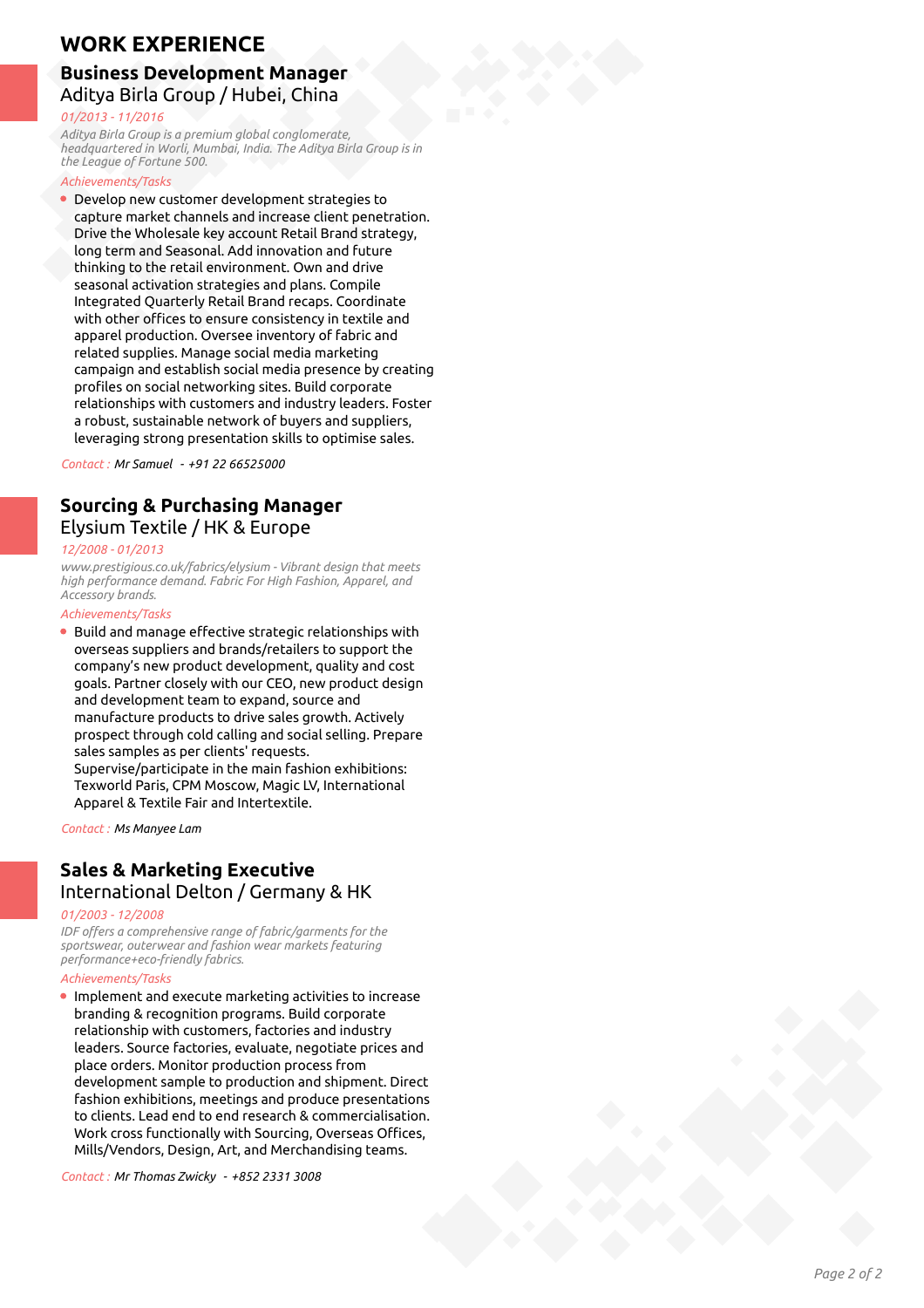## WORK EXPERIENCE

### Business Development Manager
Aditya Birla Group / Hubei, China

*01/2013 - 11/2016*

*Aditya Birla Group is a premium global conglomerate, headquartered in Worli, Mumbai, India. The Aditya Birla Group is in the League of Fortune 500.*

*Achievements/Tasks*

- Develop new customer development strategies to capture market channels and increase client penetration. Drive the Wholesale key account Retail Brand strategy, long term and Seasonal. Add innovation and future thinking to the retail environment. Own and drive seasonal activation strategies and plans. Compile Integrated Quarterly Retail Brand recaps. Coordinate with other offices to ensure consistency in textile and apparel production. Oversee inventory of fabric and related supplies. Manage social media marketing campaign and establish social media presence by creating profiles on social networking sites. Build corporate relationships with customers and industry leaders. Foster a robust, sustainable network of buyers and suppliers, leveraging strong presentation skills to optimise sales.

*Contact : Mr Samuel - +91 22 66525000*

### Sourcing & Purchasing Manager
Elysium Textile / HK & Europe

*12/2008 - 01/2013*

*www.prestigious.co.uk/fabrics/elysium - Vibrant design that meets high performance demand. Fabric For High Fashion, Apparel, and Accessory brands.*

*Achievements/Tasks*

- Build and manage effective strategic relationships with overseas suppliers and brands/retailers to support the company's new product development, quality and cost goals. Partner closely with our CEO, new product design and development team to expand, source and manufacture products to drive sales growth. Actively prospect through cold calling and social selling. Prepare sales samples as per clients' requests. Supervise/participate in the main fashion exhibitions: Texworld Paris, CPM Moscow, Magic LV, International Apparel & Textile Fair and Intertextile.

*Contact : Ms Manyee Lam*

### Sales & Marketing Executive
International Delton / Germany & HK

*01/2003 - 12/2008*

*IDF offers a comprehensive range of fabric/garments for the sportswear, outerwear and fashion wear markets featuring performance+eco-friendly fabrics.*

*Achievements/Tasks*

- Implement and execute marketing activities to increase branding & recognition programs. Build corporate relationship with customers, factories and industry leaders. Source factories, evaluate, negotiate prices and place orders. Monitor production process from development sample to production and shipment. Direct fashion exhibitions, meetings and produce presentations to clients. Lead end to end research & commercialisation. Work cross functionally with Sourcing, Overseas Offices, Mills/Vendors, Design, Art, and Merchandising teams.

*Contact : Mr Thomas Zwicky - +852 2331 3008*